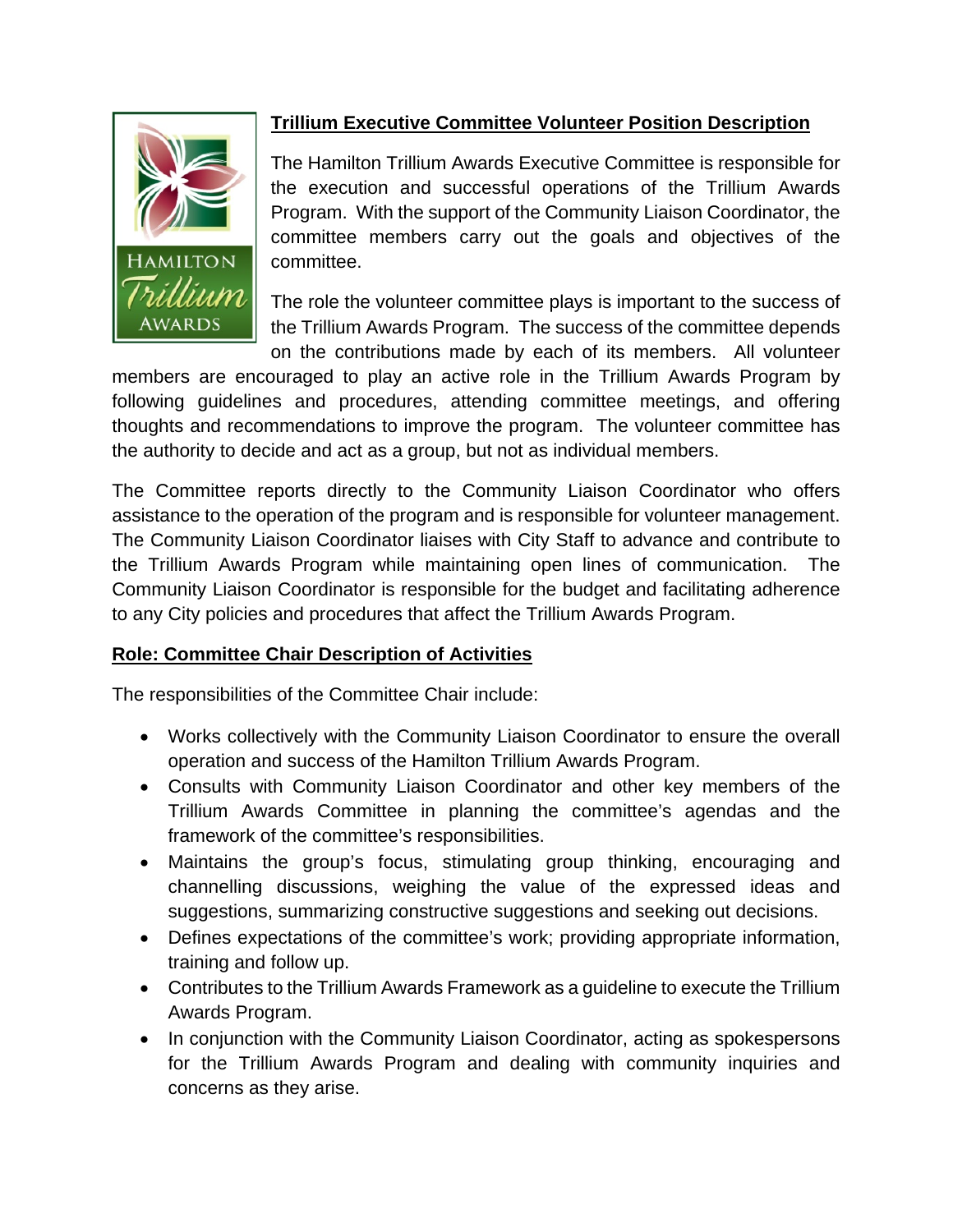## Trillium Executive Committee Volunteer Position Description

The Hamilton Trillium Awards Executive Committee is responsible for the execution and successful operations of the Trillium Awards Program. With the support of the Community Liaison Coordinator, the committee members carry out the goals and objectives of the committee.

The role the volunteer committee plays is important to the success of the Trillium Awards Program. The success of the committee depends on the contributions made by each of its members. All volunteer members are encouraged to play an active role in the Trillium Awards Program by following guidelines and procedures, attending committee meetings, and offering thoughts and recommendations to improve the program. The volunteer committee has the authority to decide and act as a group, but not as individual members.

The Committee reports directly to the Community Liaison Coordinator who offers assistance to the operation of the program and is responsible for volunteer management. The Community Liaison Coordinator liaises with City Staff to advance and contribute to the Trillium Awards Program while maintaining open lines of communication. The Community Liaison Coordinator is responsible for the budget and facilitating adherence to any City policies and procedures that affect the Trillium Awards Program.

### Role: Committee Chair Description of Activities

The responsibilities of the Committee Chair include:

- Works collectively with the Community Liaison Coordinator to ensure the overall operation and success of the Hamilton Trillium Awards Program.
- Consults with Community Liaison Coordinator and other key members of the Trillium Awards Committee in planning the committee's agendas and the framework of the committee's responsibilities.
- Maintains the group's focus, stimulating group thinking, encouraging and channelling discussions, weighing the value of the expressed ideas and suggestions, summarizing constructive suggestions and seeking out decisions.
- Defines expectations of the committee's work; providing appropriate information, training and follow up.
- Contributes to the Trillium Awards Framework as a guideline to execute the Trillium Awards Program.
- In conjunction with the Community Liaison Coordinator, acting as spokespersons for the Trillium Awards Program and dealing with community inquiries and concerns as they arise.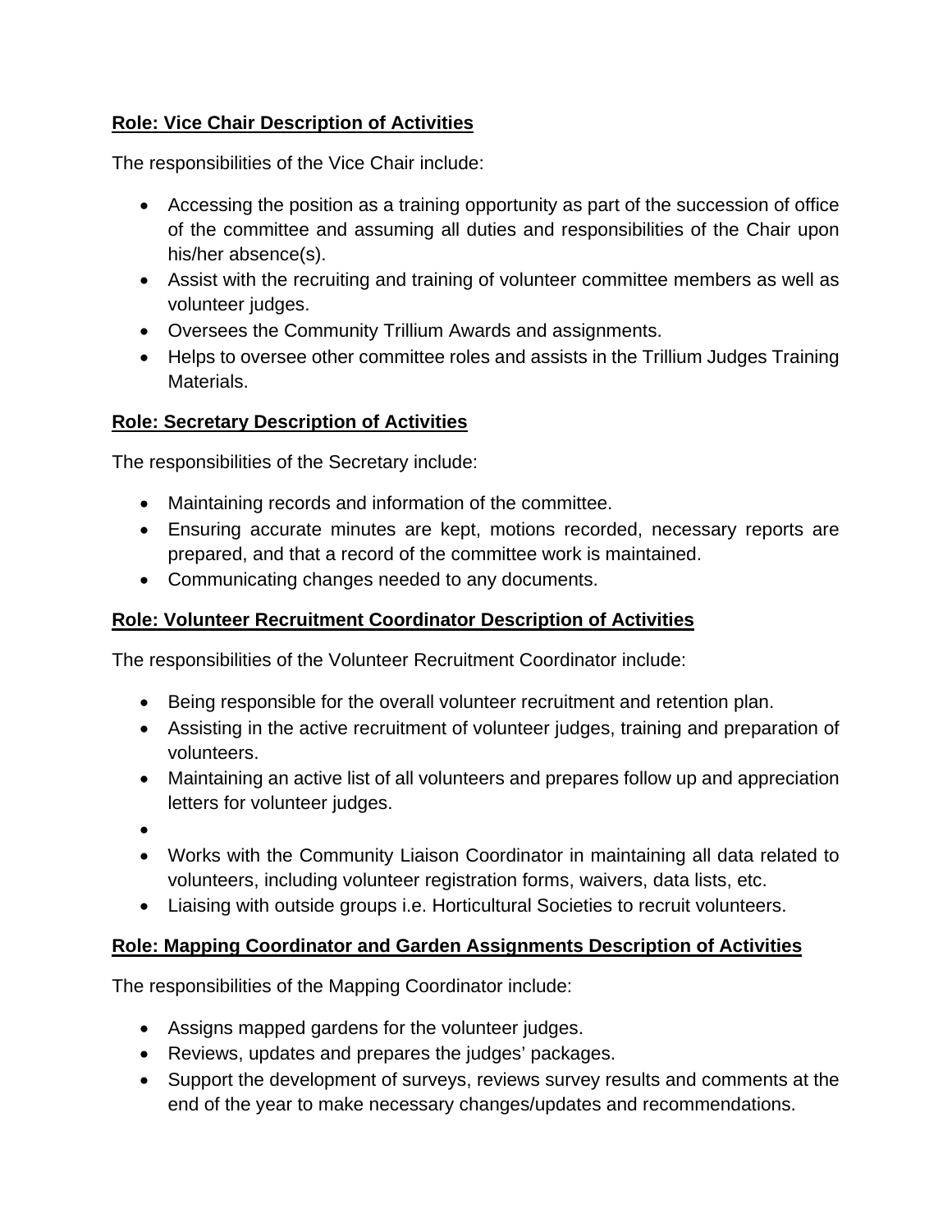**Role: Vice Chair Description of Activities**

The responsibilities of the Vice Chair include:

- Accessing the position as a training opportunity as part of the succession of office of the committee and assuming all duties and responsibilities of the Chair upon his/her absence(s).
- Assist with the recruiting and training of volunteer committee members as well as volunteer judges.
- Oversees the Community Trillium Awards and assignments.
- Helps to oversee other committee roles and assists in the Trillium Judges Training Materials.

**Role: Secretary Description of Activities**

The responsibilities of the Secretary include:

- Maintaining records and information of the committee.
- Ensuring accurate minutes are kept, motions recorded, necessary reports are prepared, and that a record of the committee work is maintained.
- Communicating changes needed to any documents.

**Role: Volunteer Recruitment Coordinator Description of Activities**

The responsibilities of the Volunteer Recruitment Coordinator include:

- Being responsible for the overall volunteer recruitment and retention plan.
- Assisting in the active recruitment of volunteer judges, training and preparation of volunteers.
- Maintaining an active list of all volunteers and prepares follow up and appreciation letters for volunteer judges.
- 
- Works with the Community Liaison Coordinator in maintaining all data related to volunteers, including volunteer registration forms, waivers, data lists, etc.
- Liaising with outside groups i.e. Horticultural Societies to recruit volunteers.

**Role: Mapping Coordinator and Garden Assignments Description of Activities**

The responsibilities of the Mapping Coordinator include:

- Assigns mapped gardens for the volunteer judges.
- Reviews, updates and prepares the judges' packages.
- Support the development of surveys, reviews survey results and comments at the end of the year to make necessary changes/updates and recommendations.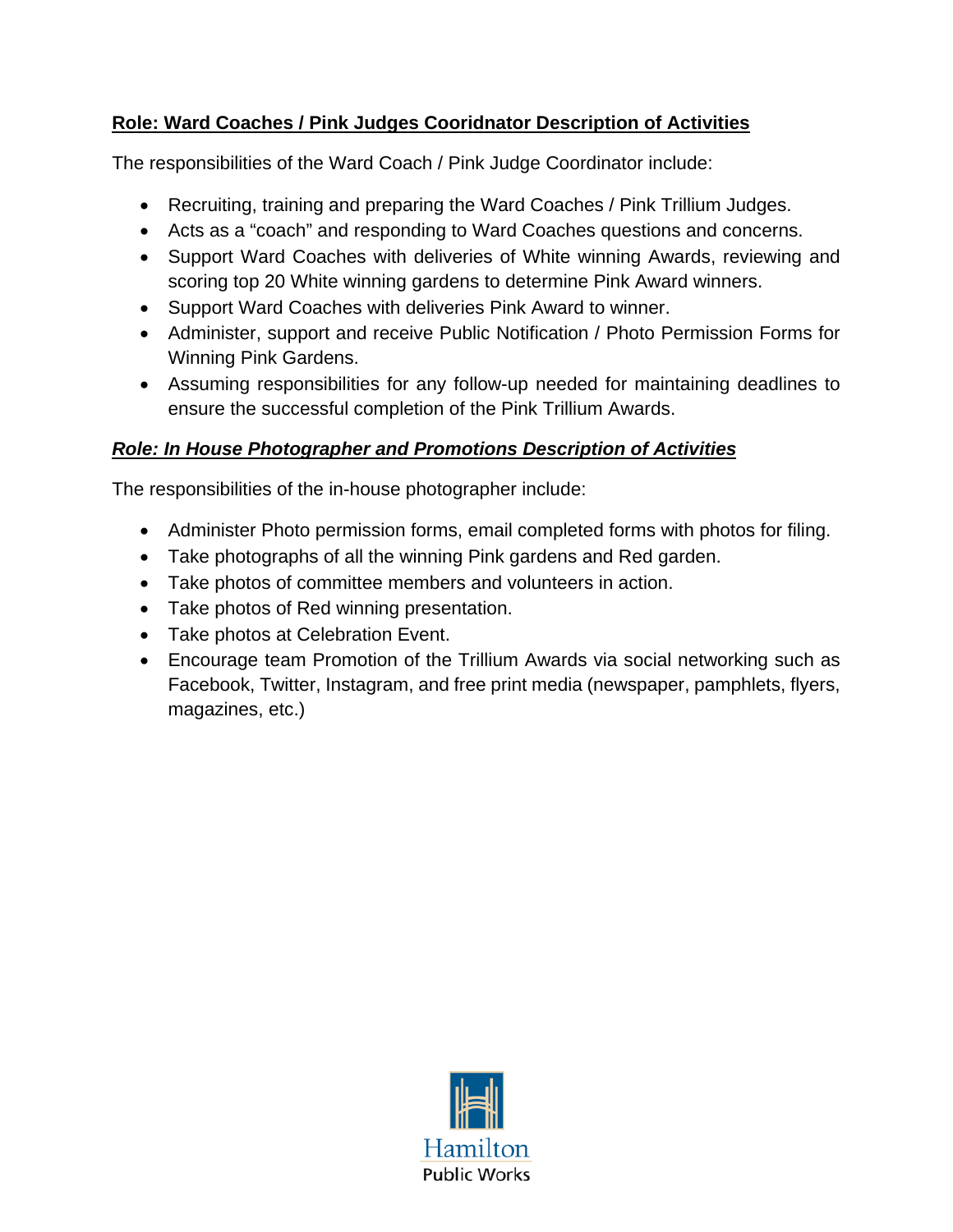**Role: Ward Coaches / Pink Judges Cooridnator Description of Activities**

The responsibilities of the Ward Coach / Pink Judge Coordinator include:

- Recruiting, training and preparing the Ward Coaches / Pink Trillium Judges.
- Acts as a "coach" and responding to Ward Coaches questions and concerns.
- Support Ward Coaches with deliveries of White winning Awards, reviewing and scoring top 20 White winning gardens to determine Pink Award winners.
- Support Ward Coaches with deliveries Pink Award to winner.
- Administer, support and receive Public Notification / Photo Permission Forms for Winning Pink Gardens.
- Assuming responsibilities for any follow-up needed for maintaining deadlines to ensure the successful completion of the Pink Trillium Awards.

***Role: In House Photographer and Promotions Description of Activities***

The responsibilities of the in-house photographer include:

- Administer Photo permission forms, email completed forms with photos for filing.
- Take photographs of all the winning Pink gardens and Red garden.
- Take photos of committee members and volunteers in action.
- Take photos of Red winning presentation.
- Take photos at Celebration Event.
- Encourage team Promotion of the Trillium Awards via social networking such as Facebook, Twitter, Instagram, and free print media (newspaper, pamphlets, flyers, magazines, etc.)

Hamilton
Public Works